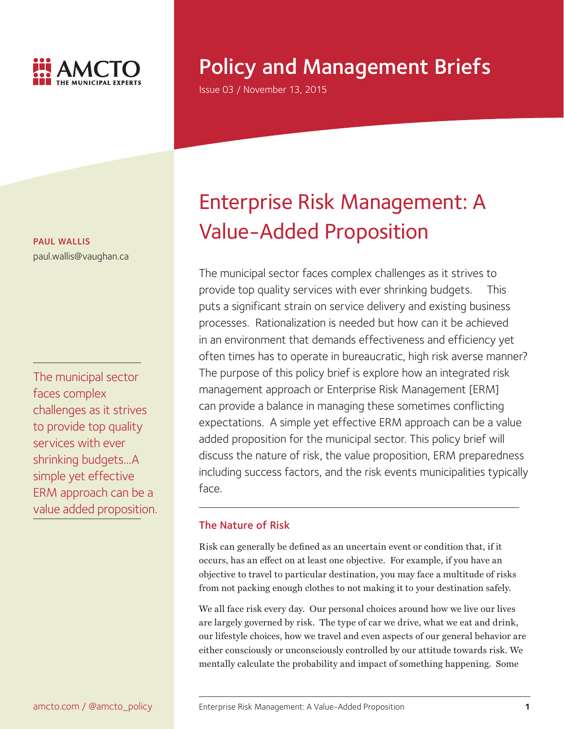# Policy and Management Briefs

Issue 03 / November 13, 2015

**PAUL WALLIS**
paul.wallis@vaughan.ca

# Enterprise Risk Management: A Value-Added Proposition

The municipal sector faces complex challenges as it strives to provide top quality services with ever shrinking budgets. This puts a significant strain on service delivery and existing business processes. Rationalization is needed but how can it be achieved in an environment that demands effectiveness and efficiency yet often times has to operate in bureaucratic, high risk averse manner? The purpose of this policy brief is explore how an integrated risk management approach or Enterprise Risk Management [ERM] can provide a balance in managing these sometimes conflicting expectations. A simple yet effective ERM approach can be a value added proposition for the municipal sector. This policy brief will discuss the nature of risk, the value proposition, ERM preparedness including success factors, and the risk events municipalities typically face.

> The municipal sector faces complex challenges as it strives to provide top quality services with ever shrinking budgets...A simple yet effective ERM approach can be a value added proposition.

## The Nature of Risk

Risk can generally be defined as an uncertain event or condition that, if it occurs, has an effect on at least one objective. For example, if you have an objective to travel to particular destination, you may face a multitude of risks from not packing enough clothes to not making it to your destination safely.

We all face risk every day. Our personal choices around how we live our lives are largely governed by risk. The type of car we drive, what we eat and drink, our lifestyle choices, how we travel and even aspects of our general behavior are either consciously or unconsciously controlled by our attitude towards risk. We mentally calculate the probability and impact of something happening. Some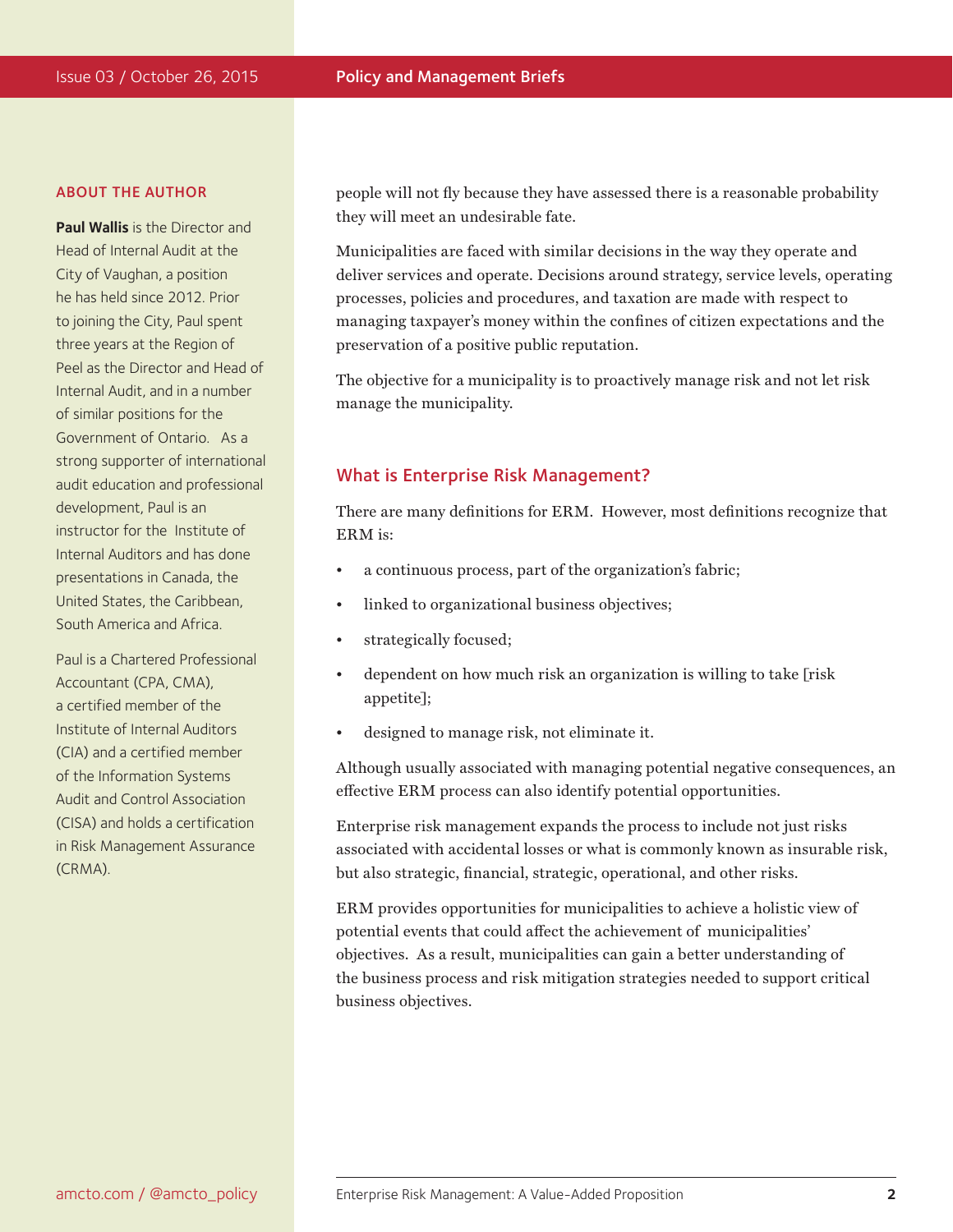## ABOUT THE AUTHOR

**Paul Wallis** is the Director and Head of Internal Audit at the City of Vaughan, a position he has held since 2012. Prior to joining the City, Paul spent three years at the Region of Peel as the Director and Head of Internal Audit, and in a number of similar positions for the Government of Ontario. As a strong supporter of international audit education and professional development, Paul is an instructor for the Institute of Internal Auditors and has done presentations in Canada, the United States, the Caribbean, South America and Africa.

Paul is a Chartered Professional Accountant (CPA, CMA), a certified member of the Institute of Internal Auditors (CIA) and a certified member of the Information Systems Audit and Control Association (CISA) and holds a certification in Risk Management Assurance (CRMA).

people will not fly because they have assessed there is a reasonable probability they will meet an undesirable fate.

Municipalities are faced with similar decisions in the way they operate and deliver services and operate. Decisions around strategy, service levels, operating processes, policies and procedures, and taxation are made with respect to managing taxpayer's money within the confines of citizen expectations and the preservation of a positive public reputation.

The objective for a municipality is to proactively manage risk and not let risk manage the municipality.

## What is Enterprise Risk Management?

There are many definitions for ERM. However, most definitions recognize that ERM is:

- a continuous process, part of the organization's fabric;
- linked to organizational business objectives;
- strategically focused;
- dependent on how much risk an organization is willing to take [risk appetite];
- designed to manage risk, not eliminate it.

Although usually associated with managing potential negative consequences, an effective ERM process can also identify potential opportunities.

Enterprise risk management expands the process to include not just risks associated with accidental losses or what is commonly known as insurable risk, but also strategic, financial, strategic, operational, and other risks.

ERM provides opportunities for municipalities to achieve a holistic view of potential events that could affect the achievement of municipalities' objectives. As a result, municipalities can gain a better understanding of the business process and risk mitigation strategies needed to support critical business objectives.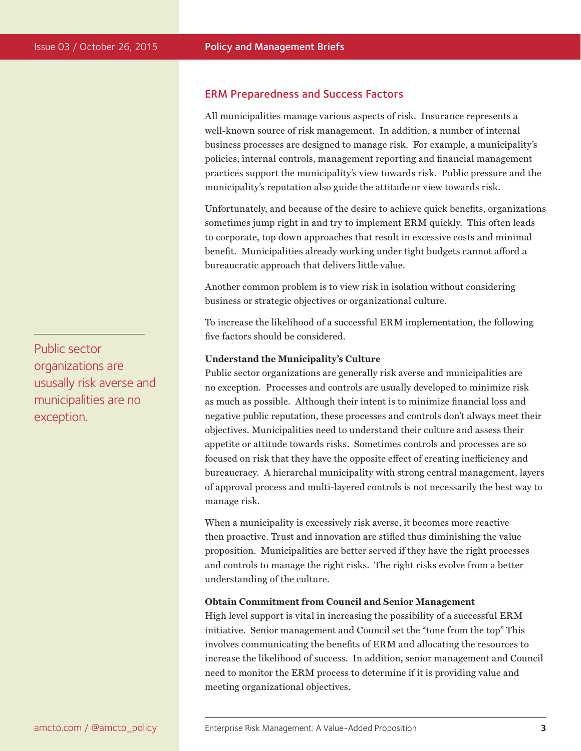## ERM Preparedness and Success Factors

All municipalities manage various aspects of risk. Insurance represents a well-known source of risk management. In addition, a number of internal business processes are designed to manage risk. For example, a municipality's policies, internal controls, management reporting and financial management practices support the municipality's view towards risk. Public pressure and the municipality's reputation also guide the attitude or view towards risk.

Unfortunately, and because of the desire to achieve quick benefits, organizations sometimes jump right in and try to implement ERM quickly. This often leads to corporate, top down approaches that result in excessive costs and minimal benefit. Municipalities already working under tight budgets cannot afford a bureaucratic approach that delivers little value.

Another common problem is to view risk in isolation without considering business or strategic objectives or organizational culture.

To increase the likelihood of a successful ERM implementation, the following five factors should be considered.

> Public sector organizations are ususally risk averse and municipalities are no exception.

**Understand the Municipality's Culture**

Public sector organizations are generally risk averse and municipalities are no exception. Processes and controls are usually developed to minimize risk as much as possible. Although their intent is to minimize financial loss and negative public reputation, these processes and controls don't always meet their objectives. Municipalities need to understand their culture and assess their appetite or attitude towards risks. Sometimes controls and processes are so focused on risk that they have the opposite effect of creating inefficiency and bureaucracy. A hierarchal municipality with strong central management, layers of approval process and multi-layered controls is not necessarily the best way to manage risk.

When a municipality is excessively risk averse, it becomes more reactive then proactive. Trust and innovation are stifled thus diminishing the value proposition. Municipalities are better served if they have the right processes and controls to manage the right risks. The right risks evolve from a better understanding of the culture.

**Obtain Commitment from Council and Senior Management**

High level support is vital in increasing the possibility of a successful ERM initiative. Senior management and Council set the "tone from the top" This involves communicating the benefits of ERM and allocating the resources to increase the likelihood of success. In addition, senior management and Council need to monitor the ERM process to determine if it is providing value and meeting organizational objectives.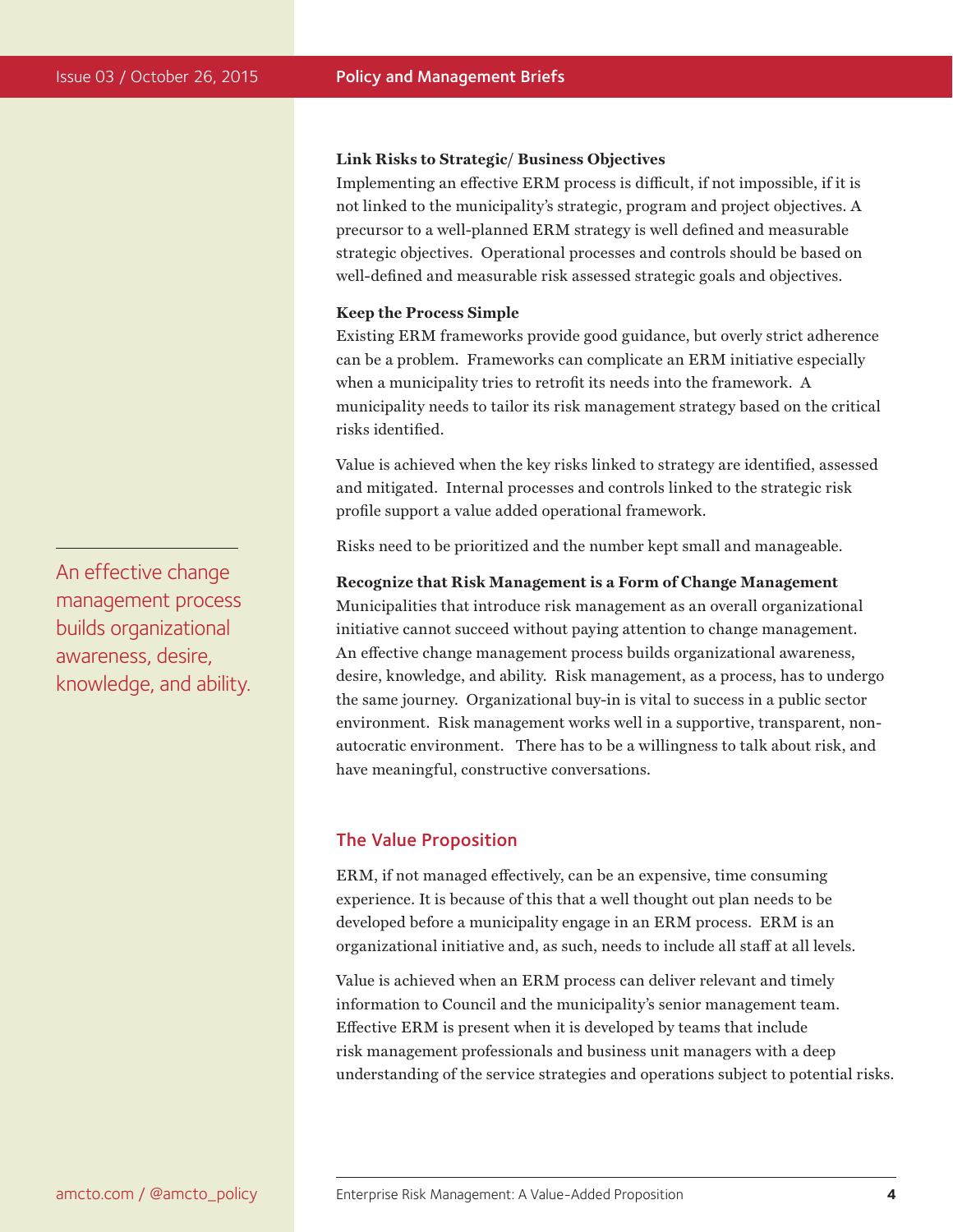**Link Risks to Strategic/ Business Objectives**

Implementing an effective ERM process is difficult, if not impossible, if it is not linked to the municipality's strategic, program and project objectives. A precursor to a well-planned ERM strategy is well defined and measurable strategic objectives. Operational processes and controls should be based on well-defined and measurable risk assessed strategic goals and objectives.

**Keep the Process Simple**

Existing ERM frameworks provide good guidance, but overly strict adherence can be a problem. Frameworks can complicate an ERM initiative especially when a municipality tries to retrofit its needs into the framework. A municipality needs to tailor its risk management strategy based on the critical risks identified.

Value is achieved when the key risks linked to strategy are identified, assessed and mitigated. Internal processes and controls linked to the strategic risk profile support a value added operational framework.

Risks need to be prioritized and the number kept small and manageable.

**Recognize that Risk Management is a Form of Change Management**

Municipalities that introduce risk management as an overall organizational initiative cannot succeed without paying attention to change management. An effective change management process builds organizational awareness, desire, knowledge, and ability. Risk management, as a process, has to undergo the same journey. Organizational buy-in is vital to success in a public sector environment. Risk management works well in a supportive, transparent, non-autocratic environment. There has to be a willingness to talk about risk, and have meaningful, constructive conversations.

> An effective change management process builds organizational awareness, desire, knowledge, and ability.

## The Value Proposition

ERM, if not managed effectively, can be an expensive, time consuming experience. It is because of this that a well thought out plan needs to be developed before a municipality engage in an ERM process. ERM is an organizational initiative and, as such, needs to include all staff at all levels.

Value is achieved when an ERM process can deliver relevant and timely information to Council and the municipality's senior management team. Effective ERM is present when it is developed by teams that include risk management professionals and business unit managers with a deep understanding of the service strategies and operations subject to potential risks.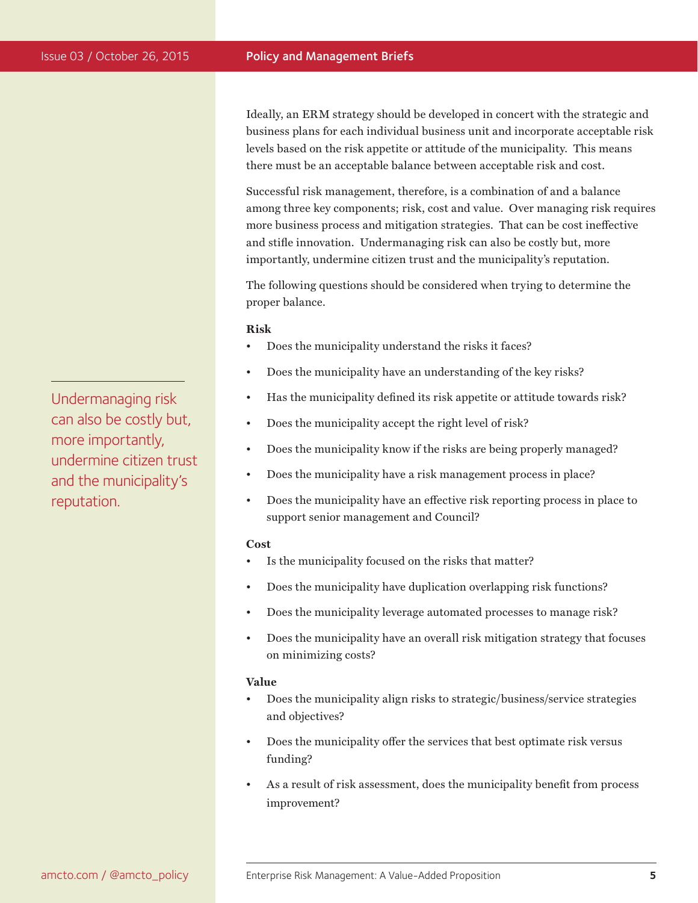Ideally, an ERM strategy should be developed in concert with the strategic and business plans for each individual business unit and incorporate acceptable risk levels based on the risk appetite or attitude of the municipality. This means there must be an acceptable balance between acceptable risk and cost.

Successful risk management, therefore, is a combination of and a balance among three key components; risk, cost and value. Over managing risk requires more business process and mitigation strategies. That can be cost ineffective and stifle innovation. Undermanaging risk can also be costly but, more importantly, undermine citizen trust and the municipality's reputation.

> Undermanaging risk can also be costly but, more importantly, undermine citizen trust and the municipality's reputation.

The following questions should be considered when trying to determine the proper balance.

**Risk**

- Does the municipality understand the risks it faces?
- Does the municipality have an understanding of the key risks?
- Has the municipality defined its risk appetite or attitude towards risk?
- Does the municipality accept the right level of risk?
- Does the municipality know if the risks are being properly managed?
- Does the municipality have a risk management process in place?
- Does the municipality have an effective risk reporting process in place to support senior management and Council?

**Cost**

- Is the municipality focused on the risks that matter?
- Does the municipality have duplication overlapping risk functions?
- Does the municipality leverage automated processes to manage risk?
- Does the municipality have an overall risk mitigation strategy that focuses on minimizing costs?

**Value**

- Does the municipality align risks to strategic/business/service strategies and objectives?
- Does the municipality offer the services that best optimate risk versus funding?
- As a result of risk assessment, does the municipality benefit from process improvement?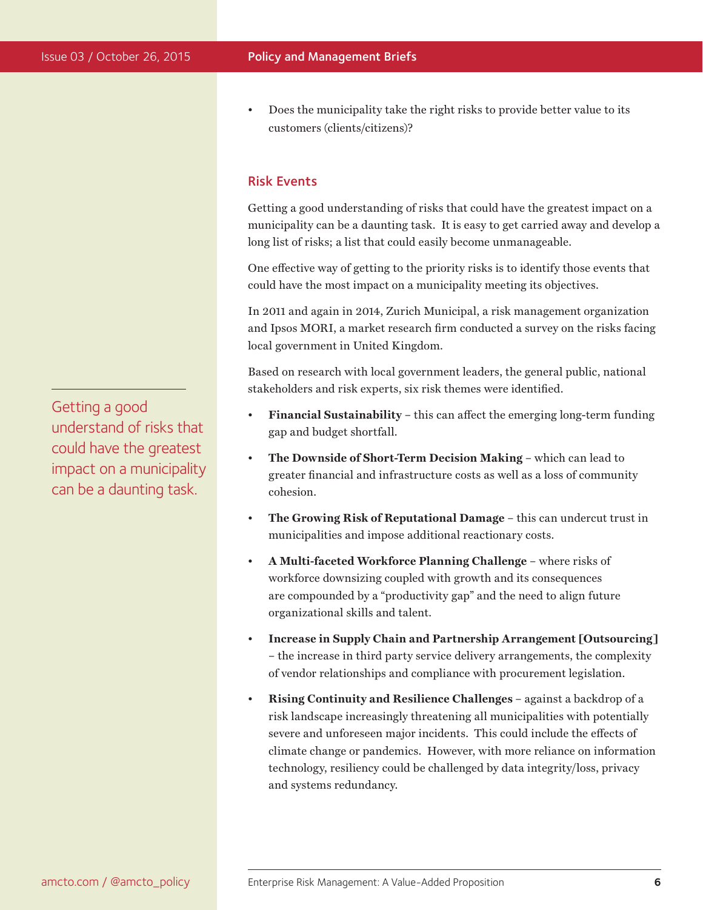- Does the municipality take the right risks to provide better value to its customers (clients/citizens)?

## Risk Events

Getting a good understanding of risks that could have the greatest impact on a municipality can be a daunting task. It is easy to get carried away and develop a long list of risks; a list that could easily become unmanageable.

One effective way of getting to the priority risks is to identify those events that could have the most impact on a municipality meeting its objectives.

In 2011 and again in 2014, Zurich Municipal, a risk management organization and Ipsos MORI, a market research firm conducted a survey on the risks facing local government in United Kingdom.

Based on research with local government leaders, the general public, national stakeholders and risk experts, six risk themes were identified.

> Getting a good understand of risks that could have the greatest impact on a municipality can be a daunting task.

- **Financial Sustainability** – this can affect the emerging long-term funding gap and budget shortfall.
- **The Downside of Short-Term Decision Making** – which can lead to greater financial and infrastructure costs as well as a loss of community cohesion.
- **The Growing Risk of Reputational Damage** – this can undercut trust in municipalities and impose additional reactionary costs.
- **A Multi-faceted Workforce Planning Challenge** – where risks of workforce downsizing coupled with growth and its consequences are compounded by a "productivity gap" and the need to align future organizational skills and talent.
- **Increase in Supply Chain and Partnership Arrangement [Outsourcing]** – the increase in third party service delivery arrangements, the complexity of vendor relationships and compliance with procurement legislation.
- **Rising Continuity and Resilience Challenges** – against a backdrop of a risk landscape increasingly threatening all municipalities with potentially severe and unforeseen major incidents. This could include the effects of climate change or pandemics. However, with more reliance on information technology, resiliency could be challenged by data integrity/loss, privacy and systems redundancy.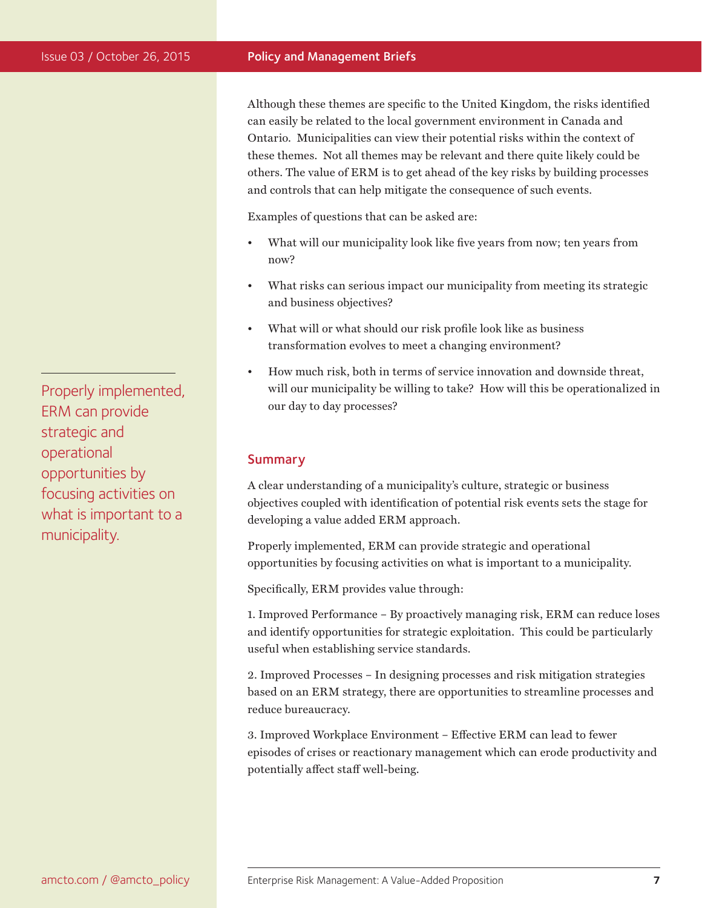Although these themes are specific to the United Kingdom, the risks identified can easily be related to the local government environment in Canada and Ontario. Municipalities can view their potential risks within the context of these themes. Not all themes may be relevant and there quite likely could be others. The value of ERM is to get ahead of the key risks by building processes and controls that can help mitigate the consequence of such events.

Examples of questions that can be asked are:

- What will our municipality look like five years from now; ten years from now?
- What risks can serious impact our municipality from meeting its strategic and business objectives?
- What will or what should our risk profile look like as business transformation evolves to meet a changing environment?
- How much risk, both in terms of service innovation and downside threat, will our municipality be willing to take? How will this be operationalized in our day to day processes?

> Properly implemented, ERM can provide strategic and operational opportunities by focusing activities on what is important to a municipality.

## Summary

A clear understanding of a municipality's culture, strategic or business objectives coupled with identification of potential risk events sets the stage for developing a value added ERM approach.

Properly implemented, ERM can provide strategic and operational opportunities by focusing activities on what is important to a municipality.

Specifically, ERM provides value through:

1. Improved Performance – By proactively managing risk, ERM can reduce loses and identify opportunities for strategic exploitation. This could be particularly useful when establishing service standards.

2. Improved Processes – In designing processes and risk mitigation strategies based on an ERM strategy, there are opportunities to streamline processes and reduce bureaucracy.

3. Improved Workplace Environment – Effective ERM can lead to fewer episodes of crises or reactionary management which can erode productivity and potentially affect staff well-being.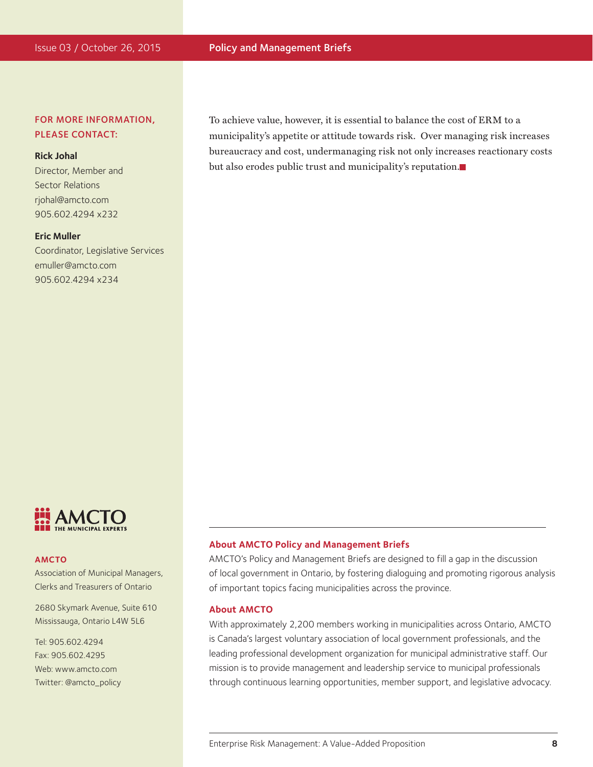To achieve value, however, it is essential to balance the cost of ERM to a municipality's appetite or attitude towards risk. Over managing risk increases bureaucracy and cost, undermanaging risk not only increases reactionary costs but also erodes public trust and municipality's reputation.■

### FOR MORE INFORMATION, PLEASE CONTACT:

**Rick Johal**
Director, Member and Sector Relations
rjohal@amcto.com
905.602.4294 x232

**Eric Muller**
Coordinator, Legislative Services
emuller@amcto.com
905.602.4294 x234

AMCTO
THE MUNICIPAL EXPERTS

### AMCTO

Association of Municipal Managers, Clerks and Treasurers of Ontario

2680 Skymark Avenue, Suite 610
Mississauga, Ontario L4W 5L6

Tel: 905.602.4294
Fax: 905.602.4295
Web: www.amcto.com
Twitter: @amcto_policy

### About AMCTO Policy and Management Briefs

AMCTO's Policy and Management Briefs are designed to fill a gap in the discussion of local government in Ontario, by fostering dialoguing and promoting rigorous analysis of important topics facing municipalities across the province.

### About AMCTO

With approximately 2,200 members working in municipalities across Ontario, AMCTO is Canada's largest voluntary association of local government professionals, and the leading professional development organization for municipal administrative staff. Our mission is to provide management and leadership service to municipal professionals through continuous learning opportunities, member support, and legislative advocacy.